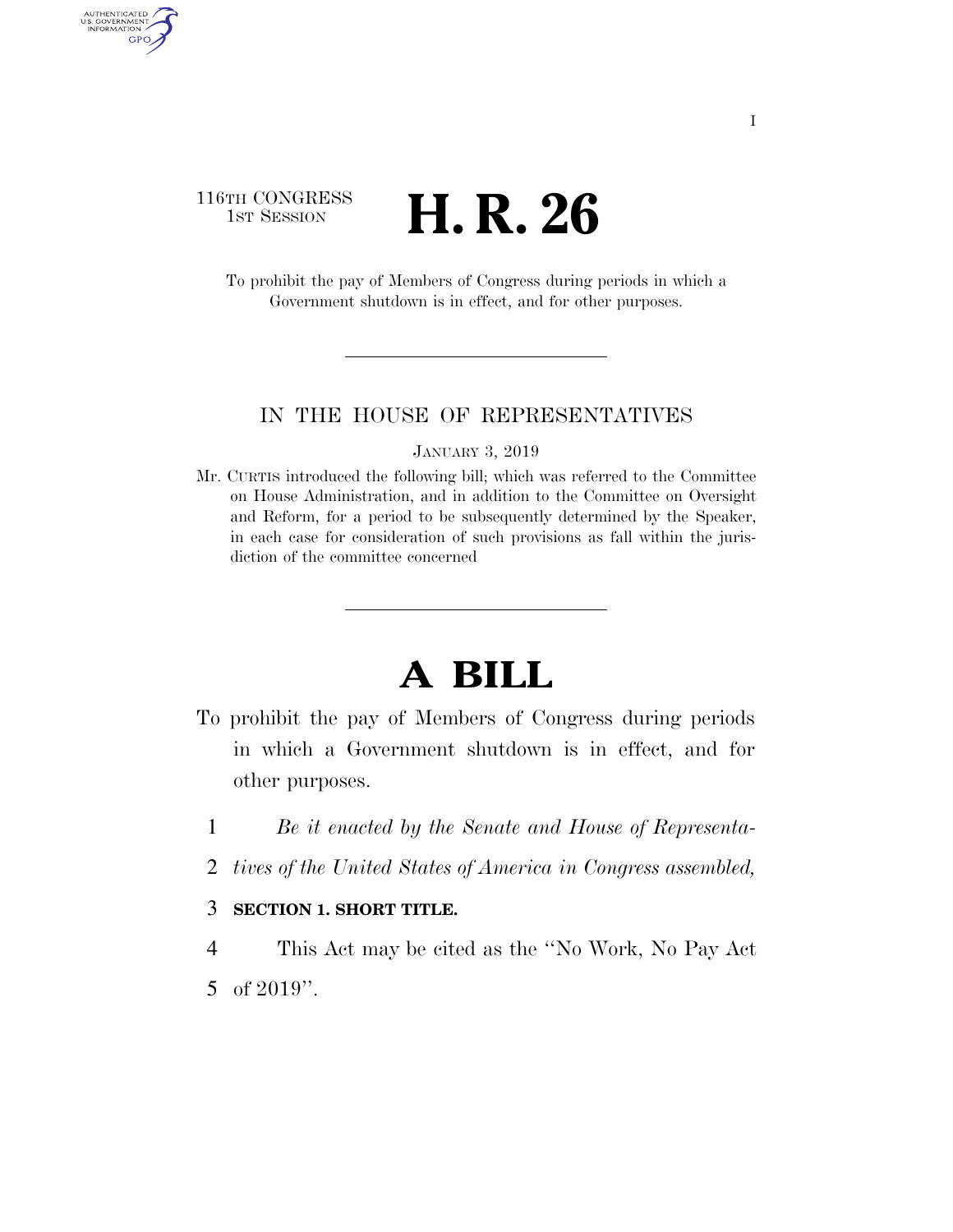116TH CONGRESS
1ST SESSION

# H. R. 26

To prohibit the pay of Members of Congress during periods in which a Government shutdown is in effect, and for other purposes.

---

IN THE HOUSE OF REPRESENTATIVES

JANUARY 3, 2019

Mr. CURTIS introduced the following bill; which was referred to the Committee on House Administration, and in addition to the Committee on Oversight and Reform, for a period to be subsequently determined by the Speaker, in each case for consideration of such provisions as fall within the jurisdiction of the committee concerned

---

# A BILL

To prohibit the pay of Members of Congress during periods in which a Government shutdown is in effect, and for other purposes.

1 *Be it enacted by the Senate and House of Representa-*
2 *tives of the United States of America in Congress assembled,*

3 **SECTION 1. SHORT TITLE.**

4 This Act may be cited as the "No Work, No Pay Act
5 of 2019".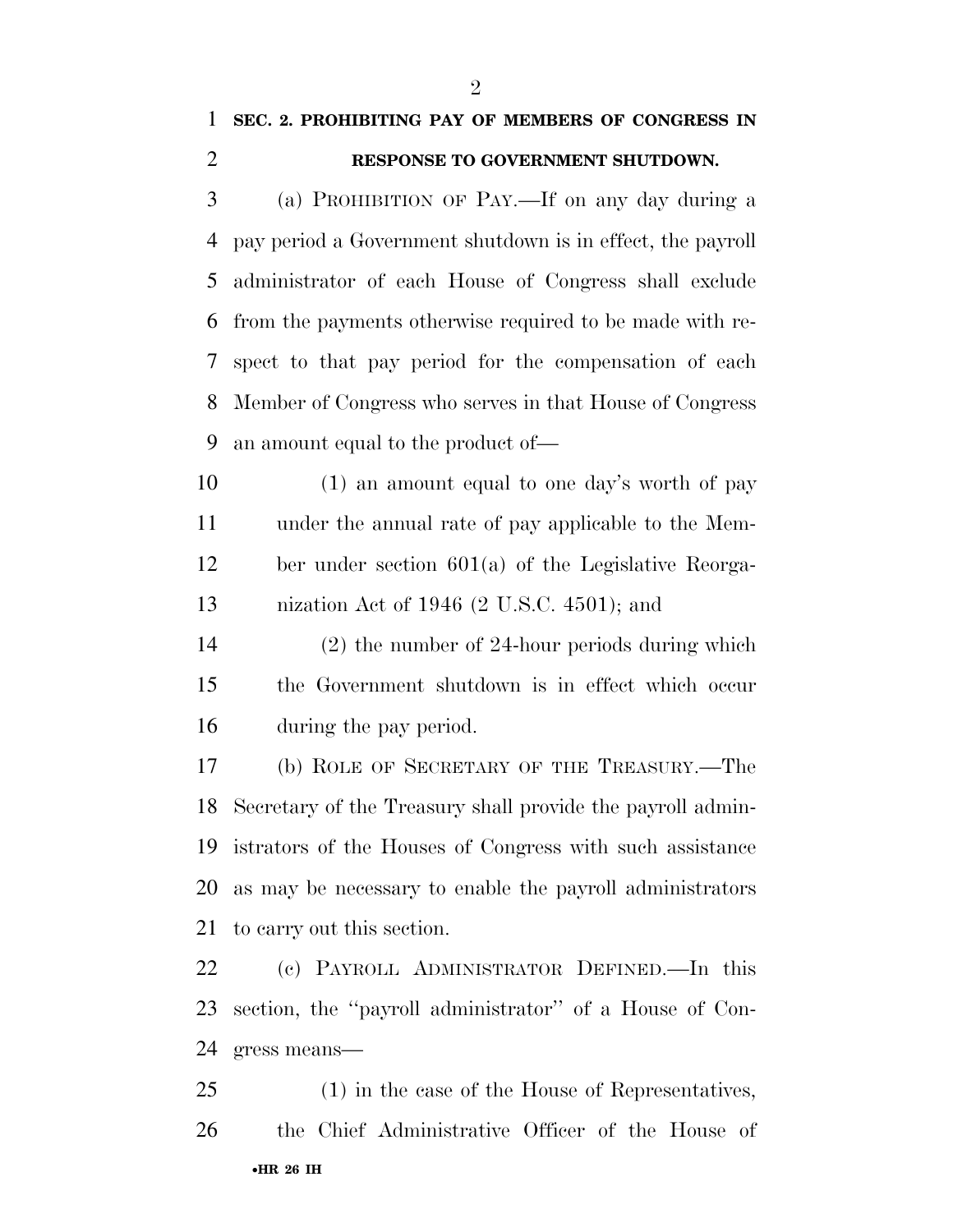**SEC. 2. PROHIBITING PAY OF MEMBERS OF CONGRESS IN RESPONSE TO GOVERNMENT SHUTDOWN.**

(a) PROHIBITION OF PAY.—If on any day during a pay period a Government shutdown is in effect, the payroll administrator of each House of Congress shall exclude from the payments otherwise required to be made with respect to that pay period for the compensation of each Member of Congress who serves in that House of Congress an amount equal to the product of—

(1) an amount equal to one day's worth of pay under the annual rate of pay applicable to the Member under section 601(a) of the Legislative Reorganization Act of 1946 (2 U.S.C. 4501); and

(2) the number of 24-hour periods during which the Government shutdown is in effect which occur during the pay period.

(b) ROLE OF SECRETARY OF THE TREASURY.—The Secretary of the Treasury shall provide the payroll administrators of the Houses of Congress with such assistance as may be necessary to enable the payroll administrators to carry out this section.

(c) PAYROLL ADMINISTRATOR DEFINED.—In this section, the ''payroll administrator'' of a House of Congress means—

(1) in the case of the House of Representatives, the Chief Administrative Officer of the House of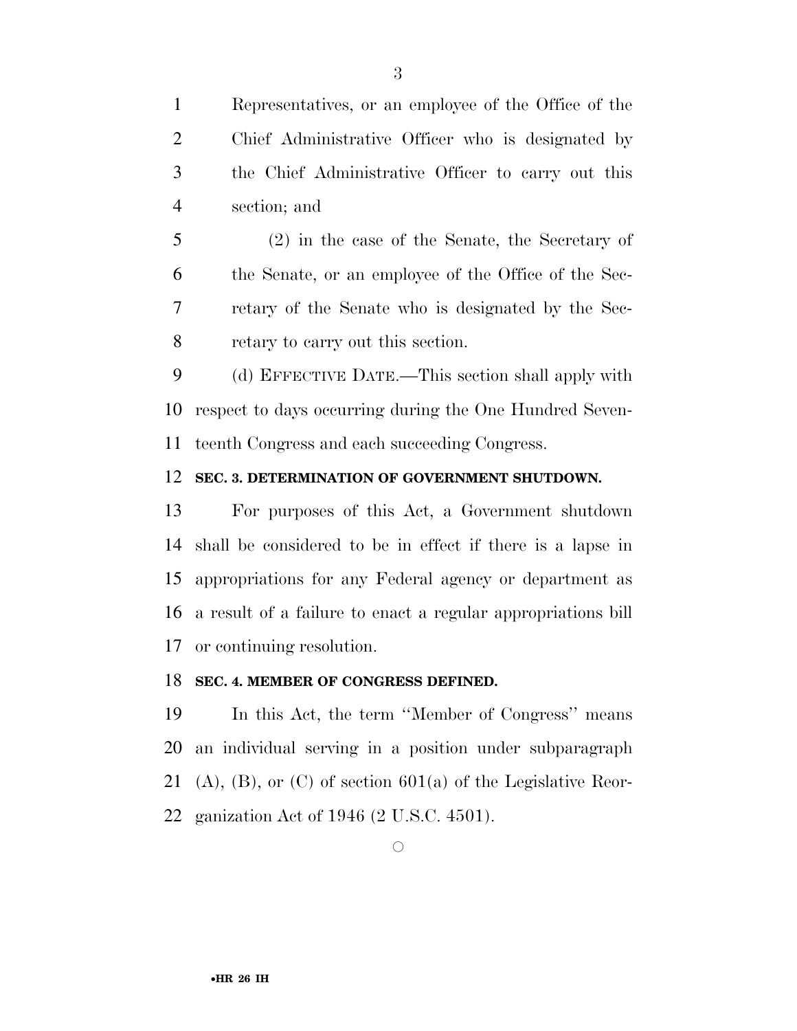Representatives, or an employee of the Office of the Chief Administrative Officer who is designated by the Chief Administrative Officer to carry out this section; and

(2) in the case of the Senate, the Secretary of the Senate, or an employee of the Office of the Secretary of the Senate who is designated by the Secretary to carry out this section.

(d) EFFECTIVE DATE.—This section shall apply with respect to days occurring during the One Hundred Seventeenth Congress and each succeeding Congress.

**SEC. 3. DETERMINATION OF GOVERNMENT SHUTDOWN.**

For purposes of this Act, a Government shutdown shall be considered to be in effect if there is a lapse in appropriations for any Federal agency or department as a result of a failure to enact a regular appropriations bill or continuing resolution.

**SEC. 4. MEMBER OF CONGRESS DEFINED.**

In this Act, the term ''Member of Congress'' means an individual serving in a position under subparagraph (A), (B), or (C) of section 601(a) of the Legislative Reorganization Act of 1946 (2 U.S.C. 4501).

○